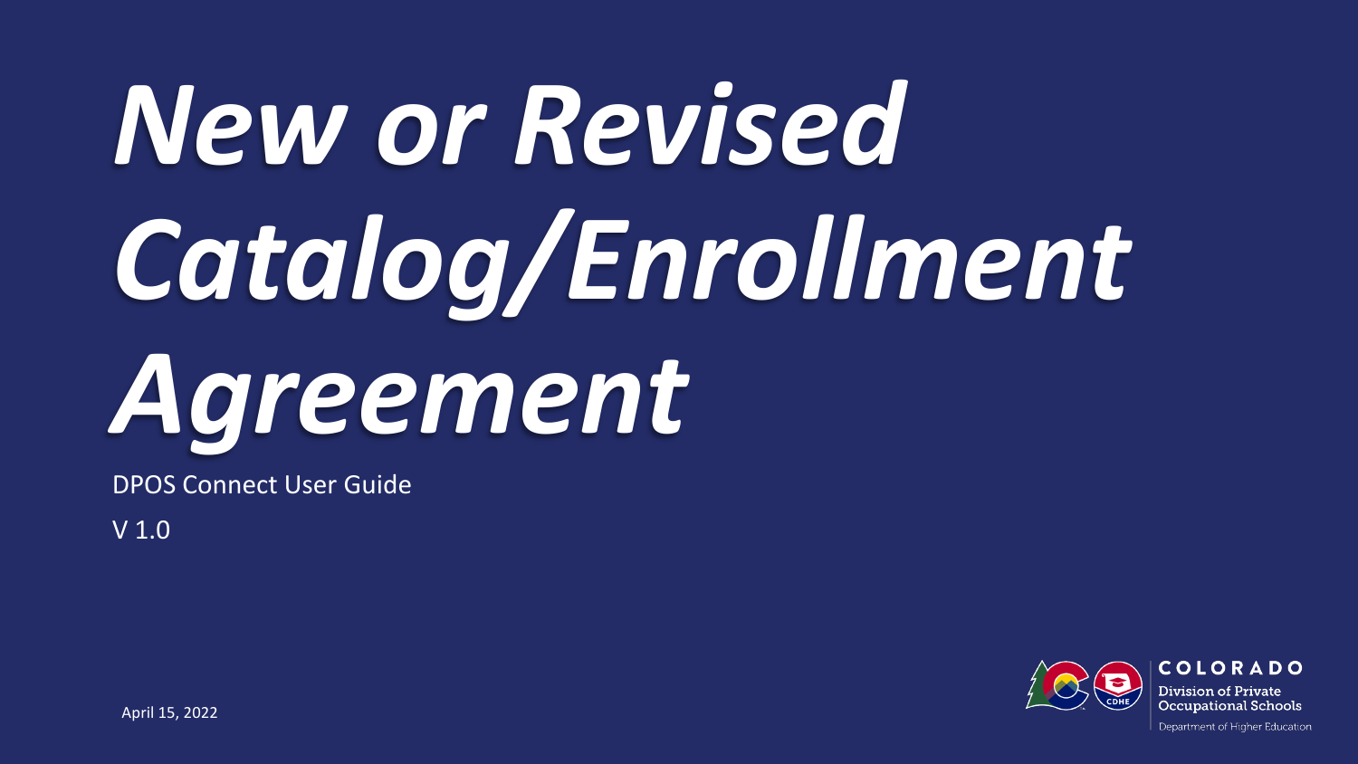# *New or Revised Catalog/Enrollment Agreement*

DPOS Connect User Guide

V 1.0

April 15, 2022

COLORADO
Division of Private Occupational Schools
Department of Higher Education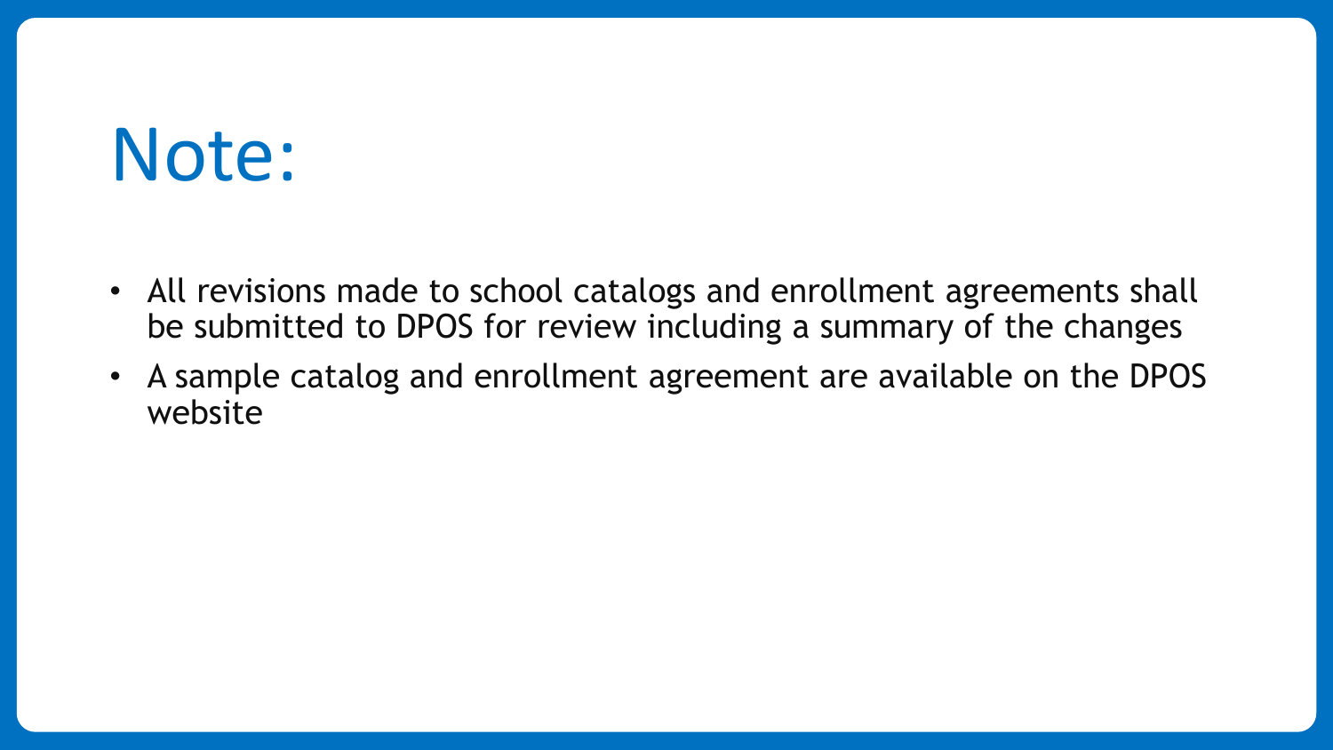# Note:

- All revisions made to school catalogs and enrollment agreements shall be submitted to DPOS for review including a summary of the changes
- A sample catalog and enrollment agreement are available on the DPOS website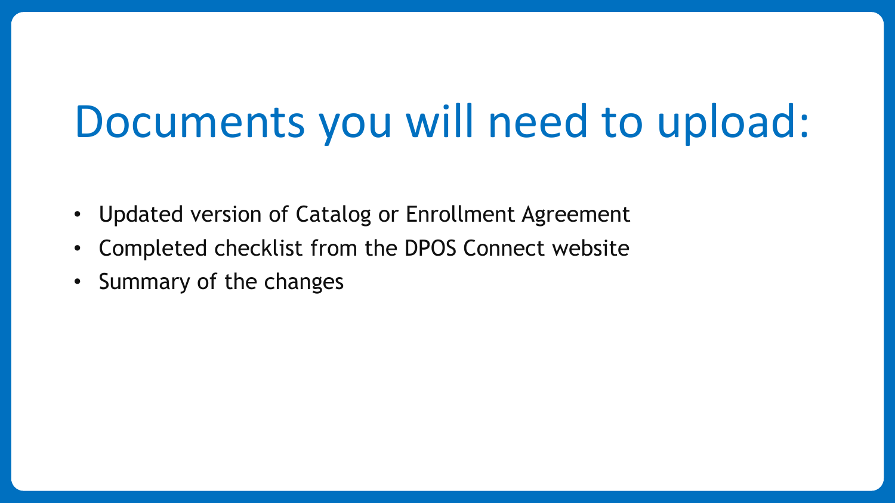# Documents you will need to upload:

- Updated version of Catalog or Enrollment Agreement
- Completed checklist from the DPOS Connect website
- Summary of the changes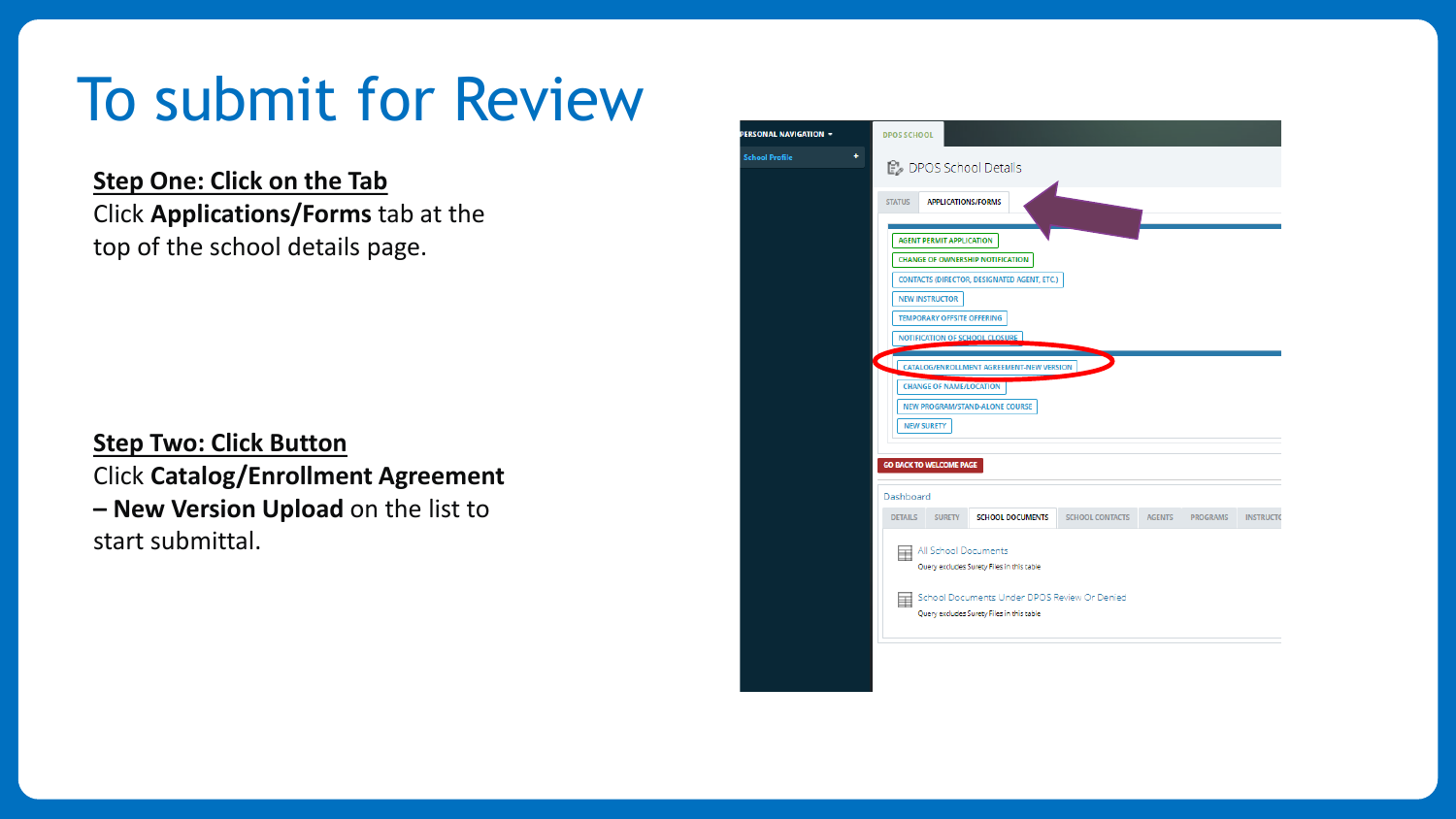# To submit for Review

**Step One: Click on the Tab**

Click **Applications/Forms** tab at the top of the school details page.

**Step Two: Click Button**

Click **Catalog/Enrollment Agreement – New Version Upload** on the list to start submittal.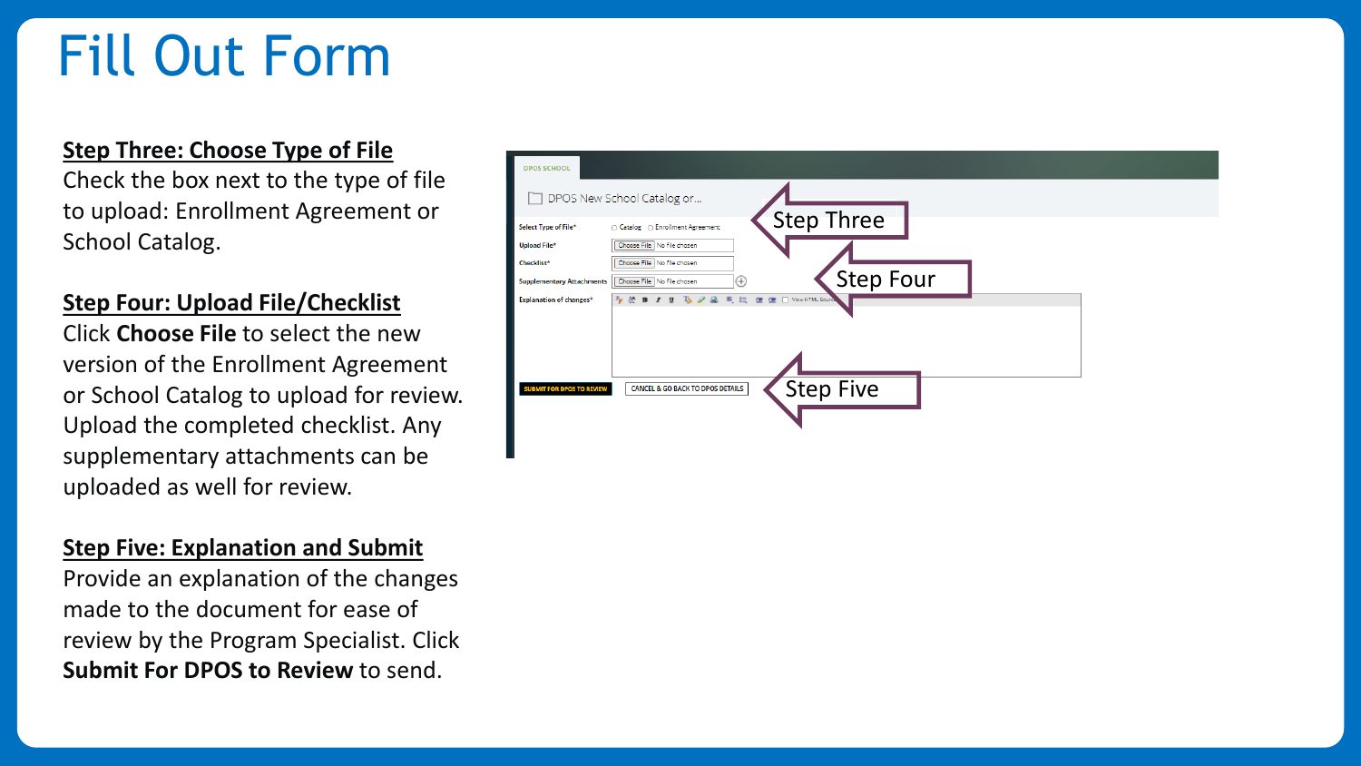# Fill Out Form

**Step Three: Choose Type of File**

Check the box next to the type of file to upload: Enrollment Agreement or School Catalog.

**Step Four: Upload File/Checklist**

Click **Choose File** to select the new version of the Enrollment Agreement or School Catalog to upload for review. Upload the completed checklist. Any supplementary attachments can be uploaded as well for review.

**Step Five: Explanation and Submit**

Provide an explanation of the changes made to the document for ease of review by the Program Specialist. Click **Submit For DPOS to Review** to send.

DPOS SCHOOL

DPOS New School Catalog or...

Select Type of File* Catalog Enrollment Agreement

Upload File* Choose File No file chosen

Checklist* Choose File No file chosen

Supplementary Attachments Choose File No file chosen

Explanation of changes*

SUBMIT FOR DPOS TO REVIEW

CANCEL & GO BACK TO DPOS DETAILS

Step Three

Step Four

Step Five